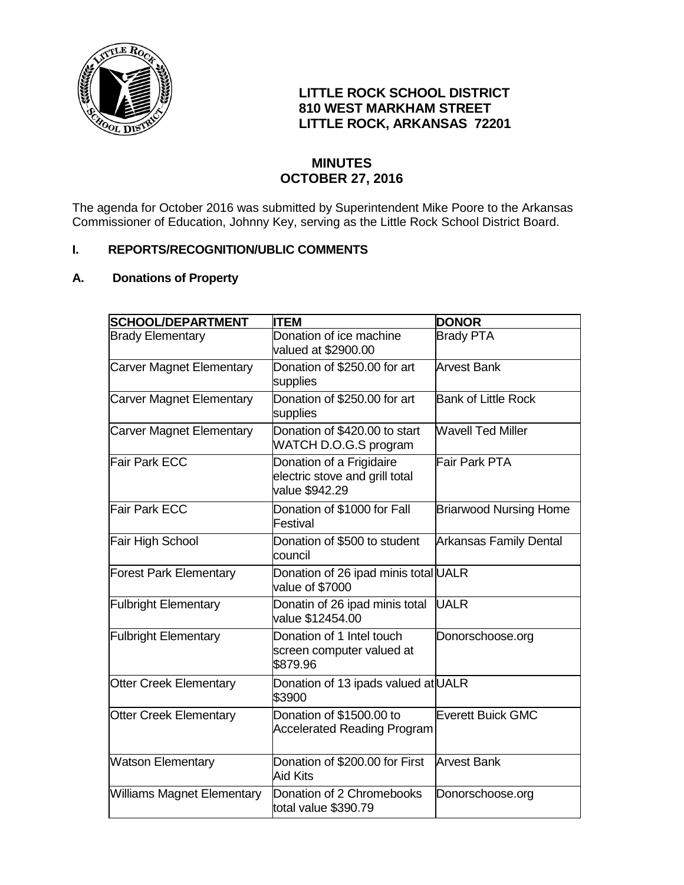**LITTLE ROCK SCHOOL DISTRICT**
**810 WEST MARKHAM STREET**
**LITTLE ROCK, ARKANSAS 72201**

# MINUTES
## OCTOBER 27, 2016

The agenda for October 2016 was submitted by Superintendent Mike Poore to the Arkansas Commissioner of Education, Johnny Key, serving as the Little Rock School District Board.

### I. REPORTS/RECOGNITION/UBLIC COMMENTS

### A. Donations of Property

| SCHOOL/DEPARTMENT | ITEM | DONOR |
|---|---|---|
| Brady Elementary | Donation of ice machine valued at $2900.00 | Brady PTA |
| Carver Magnet Elementary | Donation of $250.00 for art supplies | Arvest Bank |
| Carver Magnet Elementary | Donation of $250.00 for art supplies | Bank of Little Rock |
| Carver Magnet Elementary | Donation of $420.00 to start WATCH D.O.G.S program | Wavell Ted Miller |
| Fair Park ECC | Donation of a Frigidaire electric stove and grill total value $942.29 | Fair Park PTA |
| Fair Park ECC | Donation of $1000 for Fall Festival | Briarwood Nursing Home |
| Fair High School | Donation of $500 to student council | Arkansas Family Dental |
| Forest Park Elementary | Donation of 26 ipad minis total value of $7000 | UALR |
| Fulbright Elementary | Donatin of 26 ipad minis total value $12454.00 | UALR |
| Fulbright Elementary | Donation of 1 Intel touch screen computer valued at $879.96 | Donorschoose.org |
| Otter Creek Elementary | Donation of 13 ipads valued at $3900 | UALR |
| Otter Creek Elementary | Donation of $1500.00 to Accelerated Reading Program | Everett Buick GMC |
| Watson Elementary | Donation of $200.00 for First Aid Kits | Arvest Bank |
| Williams Magnet Elementary | Donation of 2 Chromebooks total value $390.79 | Donorschoose.org |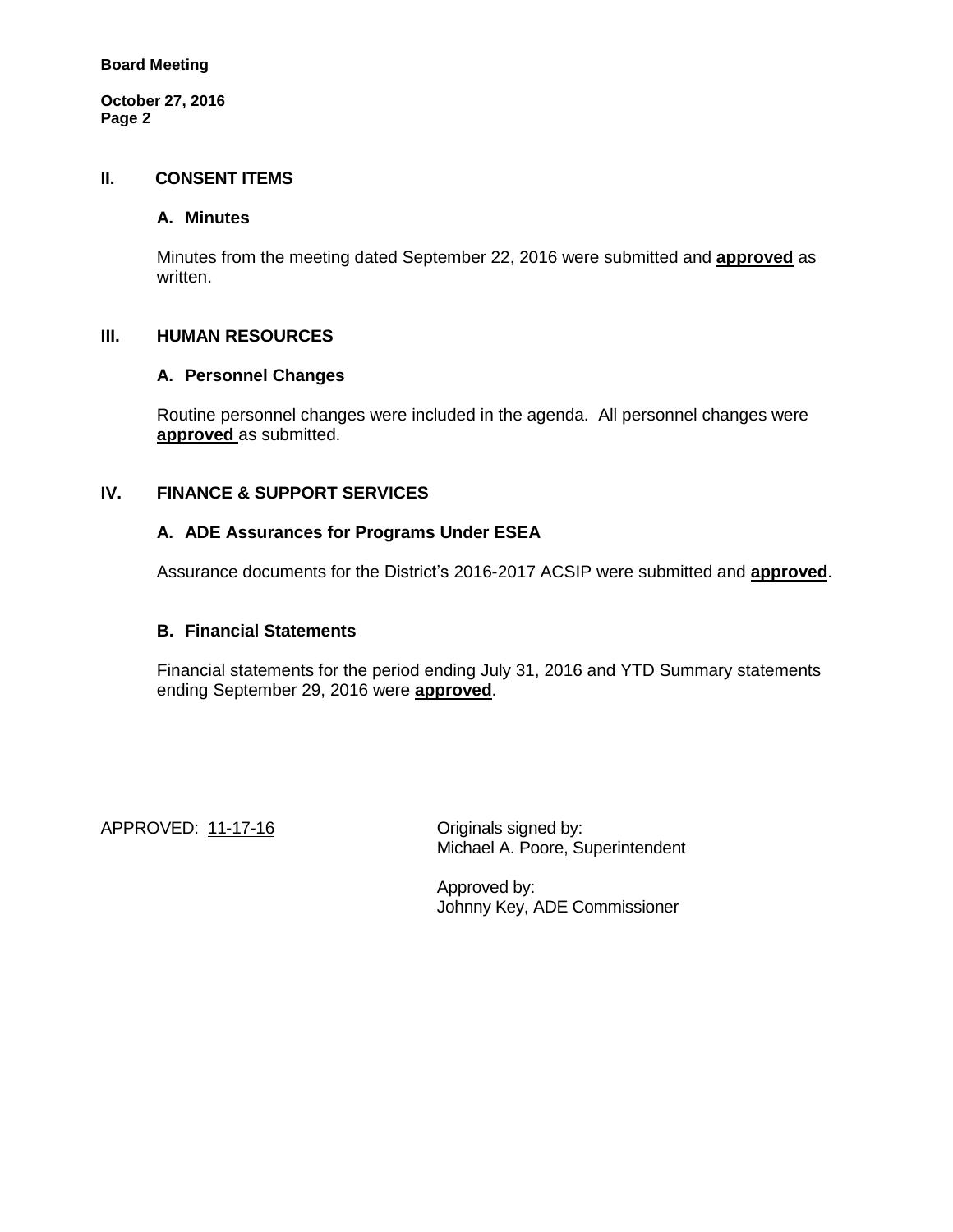## II. CONSENT ITEMS

### A. Minutes

Minutes from the meeting dated September 22, 2016 were submitted and **approved** as written.

## III. HUMAN RESOURCES

### A. Personnel Changes

Routine personnel changes were included in the agenda. All personnel changes were **approved** as submitted.

## IV. FINANCE & SUPPORT SERVICES

### A. ADE Assurances for Programs Under ESEA

Assurance documents for the District's 2016-2017 ACSIP were submitted and **approved**.

### B. Financial Statements

Financial statements for the period ending July 31, 2016 and YTD Summary statements ending September 29, 2016 were **approved**.

APPROVED: 11-17-16

Originals signed by:
Michael A. Poore, Superintendent

Approved by:
Johnny Key, ADE Commissioner